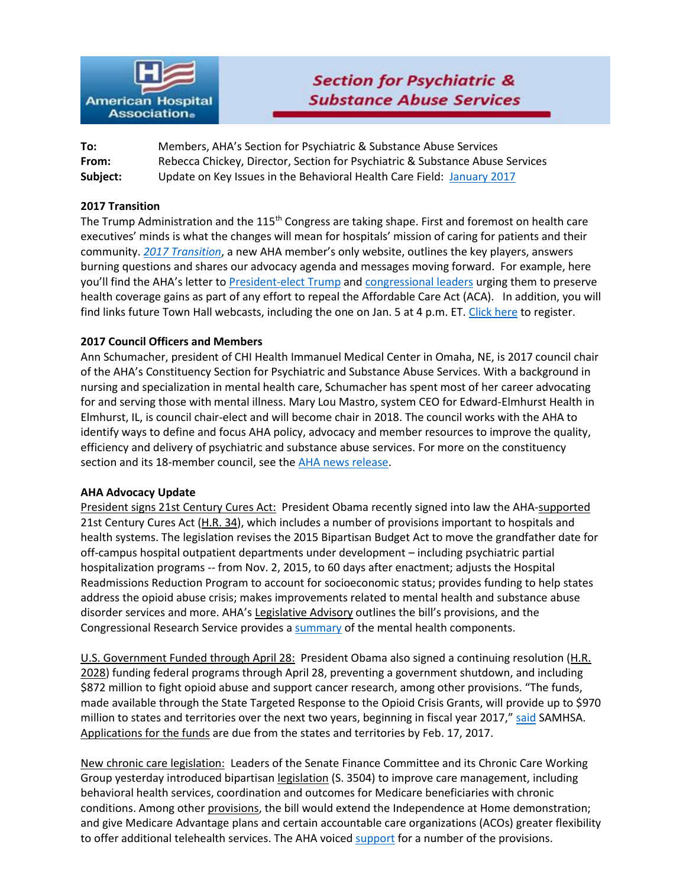**American Hospital Association**

## Section for Psychiatric & Substance Abuse Services

**To:** Members, AHA's Section for Psychiatric & Substance Abuse Services
**From:** Rebecca Chickey, Director, Section for Psychiatric & Substance Abuse Services
**Subject:** Update on Key Issues in the Behavioral Health Care Field: January 2017

### 2017 Transition

The Trump Administration and the 115th Congress are taking shape. First and foremost on health care executives' minds is what the changes will mean for hospitals' mission of caring for patients and their community. *2017 Transition*, a new AHA member's only website, outlines the key players, answers burning questions and shares our advocacy agenda and messages moving forward. For example, here you'll find the AHA's letter to President-elect Trump and congressional leaders urging them to preserve health coverage gains as part of any effort to repeal the Affordable Care Act (ACA). In addition, you will find links future Town Hall webcasts, including the one on Jan. 5 at 4 p.m. ET. Click here to register.

### 2017 Council Officers and Members

Ann Schumacher, president of CHI Health Immanuel Medical Center in Omaha, NE, is 2017 council chair of the AHA's Constituency Section for Psychiatric and Substance Abuse Services. With a background in nursing and specialization in mental health care, Schumacher has spent most of her career advocating for and serving those with mental illness. Mary Lou Mastro, system CEO for Edward-Elmhurst Health in Elmhurst, IL, is council chair-elect and will become chair in 2018. The council works with the AHA to identify ways to define and focus AHA policy, advocacy and member resources to improve the quality, efficiency and delivery of psychiatric and substance abuse services. For more on the constituency section and its 18-member council, see the AHA news release.

### AHA Advocacy Update

President signs 21st Century Cures Act: President Obama recently signed into law the AHA-supported 21st Century Cures Act (H.R. 34), which includes a number of provisions important to hospitals and health systems. The legislation revises the 2015 Bipartisan Budget Act to move the grandfather date for off-campus hospital outpatient departments under development – including psychiatric partial hospitalization programs -- from Nov. 2, 2015, to 60 days after enactment; adjusts the Hospital Readmissions Reduction Program to account for socioeconomic status; provides funding to help states address the opioid abuse crisis; makes improvements related to mental health and substance abuse disorder services and more. AHA's Legislative Advisory outlines the bill's provisions, and the Congressional Research Service provides a summary of the mental health components.

U.S. Government Funded through April 28: President Obama also signed a continuing resolution (H.R. 2028) funding federal programs through April 28, preventing a government shutdown, and including $872 million to fight opioid abuse and support cancer research, among other provisions. "The funds, made available through the State Targeted Response to the Opioid Crisis Grants, will provide up to $970 million to states and territories over the next two years, beginning in fiscal year 2017," said SAMHSA. Applications for the funds are due from the states and territories by Feb. 17, 2017.

New chronic care legislation: Leaders of the Senate Finance Committee and its Chronic Care Working Group yesterday introduced bipartisan legislation (S. 3504) to improve care management, including behavioral health services, coordination and outcomes for Medicare beneficiaries with chronic conditions. Among other provisions, the bill would extend the Independence at Home demonstration; and give Medicare Advantage plans and certain accountable care organizations (ACOs) greater flexibility to offer additional telehealth services. The AHA voiced support for a number of the provisions.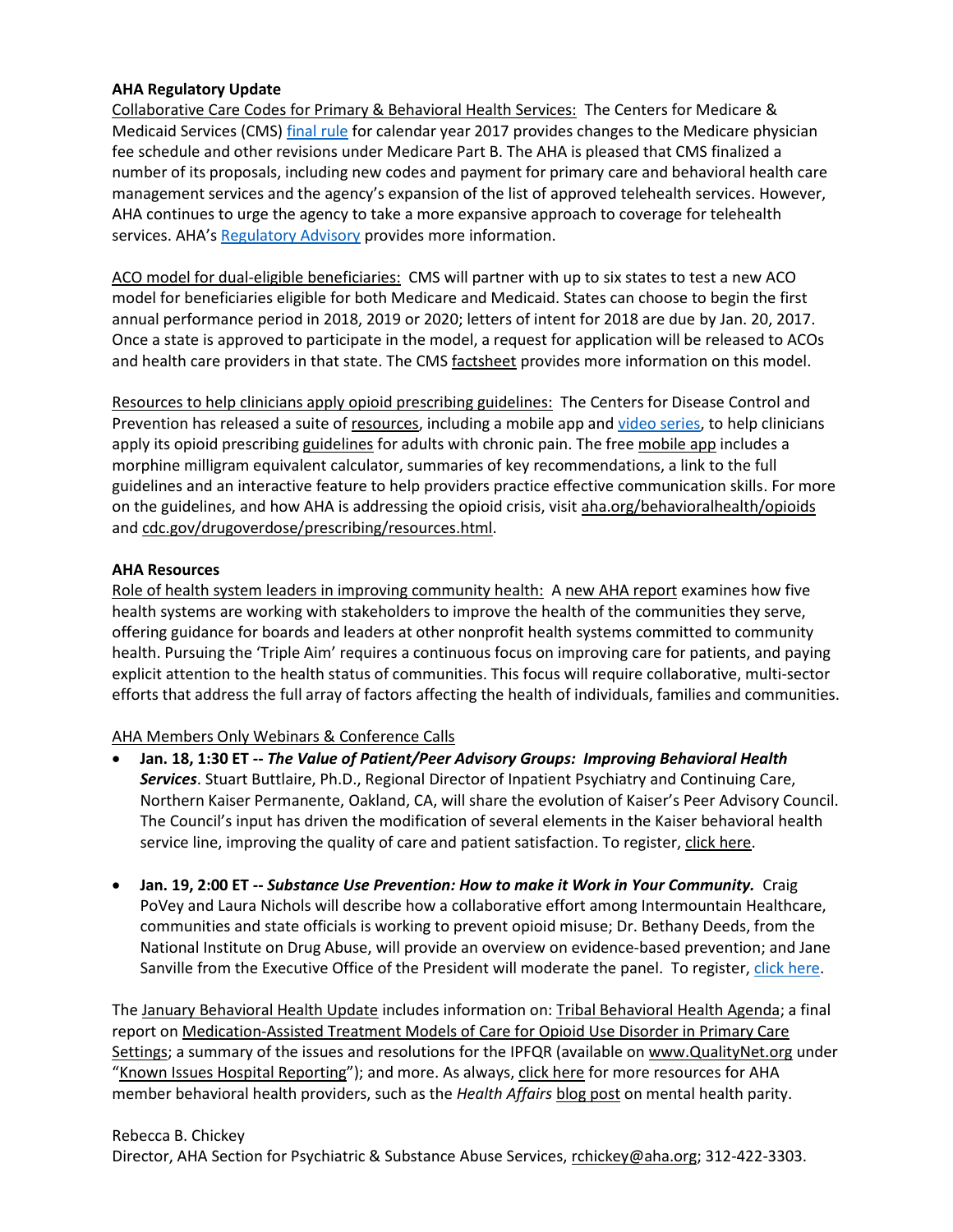**AHA Regulatory Update**

Collaborative Care Codes for Primary & Behavioral Health Services: The Centers for Medicare & Medicaid Services (CMS) final rule for calendar year 2017 provides changes to the Medicare physician fee schedule and other revisions under Medicare Part B. The AHA is pleased that CMS finalized a number of its proposals, including new codes and payment for primary care and behavioral health care management services and the agency's expansion of the list of approved telehealth services. However, AHA continues to urge the agency to take a more expansive approach to coverage for telehealth services. AHA's Regulatory Advisory provides more information.

ACO model for dual-eligible beneficiaries: CMS will partner with up to six states to test a new ACO model for beneficiaries eligible for both Medicare and Medicaid. States can choose to begin the first annual performance period in 2018, 2019 or 2020; letters of intent for 2018 are due by Jan. 20, 2017. Once a state is approved to participate in the model, a request for application will be released to ACOs and health care providers in that state. The CMS factsheet provides more information on this model.

Resources to help clinicians apply opioid prescribing guidelines: The Centers for Disease Control and Prevention has released a suite of resources, including a mobile app and video series, to help clinicians apply its opioid prescribing guidelines for adults with chronic pain. The free mobile app includes a morphine milligram equivalent calculator, summaries of key recommendations, a link to the full guidelines and an interactive feature to help providers practice effective communication skills. For more on the guidelines, and how AHA is addressing the opioid crisis, visit aha.org/behavioralhealth/opioids and cdc.gov/drugoverdose/prescribing/resources.html.

**AHA Resources**

Role of health system leaders in improving community health: A new AHA report examines how five health systems are working with stakeholders to improve the health of the communities they serve, offering guidance for boards and leaders at other nonprofit health systems committed to community health. Pursuing the 'Triple Aim' requires a continuous focus on improving care for patients, and paying explicit attention to the health status of communities. This focus will require collaborative, multi-sector efforts that address the full array of factors affecting the health of individuals, families and communities.

AHA Members Only Webinars & Conference Calls

- **Jan. 18, 1:30 ET --** ***The Value of Patient/Peer Advisory Groups: Improving Behavioral Health Services***. Stuart Buttlaire, Ph.D., Regional Director of Inpatient Psychiatry and Continuing Care, Northern Kaiser Permanente, Oakland, CA, will share the evolution of Kaiser's Peer Advisory Council. The Council's input has driven the modification of several elements in the Kaiser behavioral health service line, improving the quality of care and patient satisfaction. To register, click here.

- **Jan. 19, 2:00 ET --** ***Substance Use Prevention: How to make it Work in Your Community.*** Craig PoVey and Laura Nichols will describe how a collaborative effort among Intermountain Healthcare, communities and state officials is working to prevent opioid misuse; Dr. Bethany Deeds, from the National Institute on Drug Abuse, will provide an overview on evidence-based prevention; and Jane Sanville from the Executive Office of the President will moderate the panel. To register, click here.

The January Behavioral Health Update includes information on: Tribal Behavioral Health Agenda; a final report on Medication-Assisted Treatment Models of Care for Opioid Use Disorder in Primary Care Settings; a summary of the issues and resolutions for the IPFQR (available on www.QualityNet.org under "Known Issues Hospital Reporting"); and more. As always, click here for more resources for AHA member behavioral health providers, such as the *Health Affairs* blog post on mental health parity.

Rebecca B. Chickey
Director, AHA Section for Psychiatric & Substance Abuse Services, rchickey@aha.org; 312-422-3303.